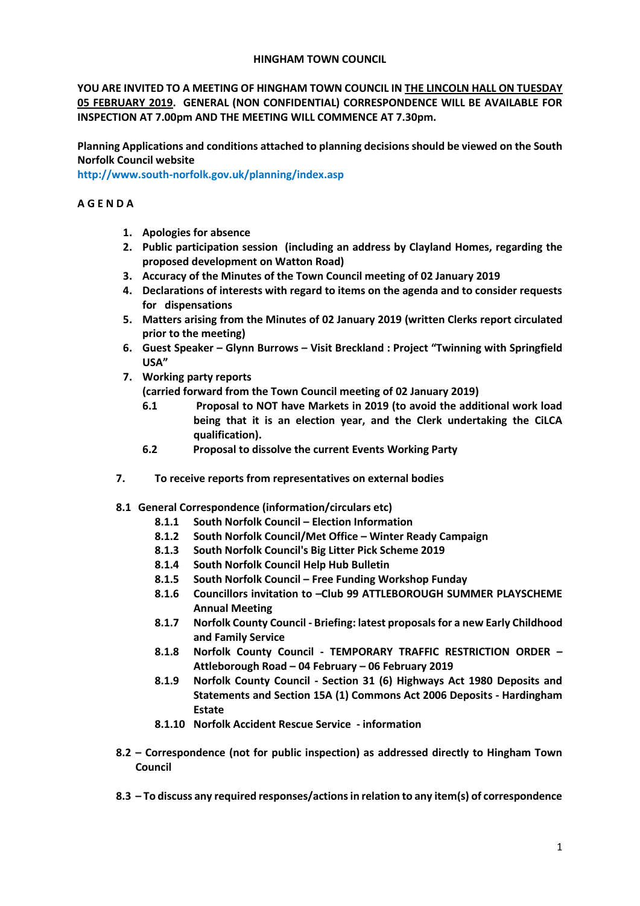**HINGHAM TOWN COUNCIL**

**YOU ARE INVITED TO A MEETING OF HINGHAM TOWN COUNCIL IN THE LINCOLN HALL ON TUESDAY 05 FEBRUARY 2019. GENERAL (NON CONFIDENTIAL) CORRESPONDENCE WILL BE AVAILABLE FOR INSPECTION AT 7.00pm AND THE MEETING WILL COMMENCE AT 7.30pm.**

**Planning Applications and conditions attached to planning decisions should be viewed on the South Norfolk Council website**
**http://www.south-norfolk.gov.uk/planning/index.asp**

## A G E N D A

1. **Apologies for absence**
2. **Public participation session (including an address by Clayland Homes, regarding the proposed development on Watton Road)**
3. **Accuracy of the Minutes of the Town Council meeting of 02 January 2019**
4. **Declarations of interests with regard to items on the agenda and to consider requests for dispensations**
5. **Matters arising from the Minutes of 02 January 2019 (written Clerks report circulated prior to the meeting)**
6. **Guest Speaker – Glynn Burrows – Visit Breckland : Project "Twinning with Springfield USA"**
7. **Working party reports**
   **(carried forward from the Town Council meeting of 02 January 2019)**
   - **6.1** **Proposal to NOT have Markets in 2019 (to avoid the additional work load being that it is an election year, and the Clerk undertaking the CiLCA qualification).**
   - **6.2** **Proposal to dissolve the current Events Working Party**

**7. To receive reports from representatives on external bodies**

**8.1 General Correspondence (information/circulars etc)**

- **8.1.1** **South Norfolk Council – Election Information**
- **8.1.2** **South Norfolk Council/Met Office – Winter Ready Campaign**
- **8.1.3** **South Norfolk Council's Big Litter Pick Scheme 2019**
- **8.1.4** **South Norfolk Council Help Hub Bulletin**
- **8.1.5** **South Norfolk Council – Free Funding Workshop Funday**
- **8.1.6** **Councillors invitation to –Club 99 ATTLEBOROUGH SUMMER PLAYSCHEME Annual Meeting**
- **8.1.7** **Norfolk County Council - Briefing: latest proposals for a new Early Childhood and Family Service**
- **8.1.8** **Norfolk County Council - TEMPORARY TRAFFIC RESTRICTION ORDER – Attleborough Road – 04 February – 06 February 2019**
- **8.1.9** **Norfolk County Council - Section 31 (6) Highways Act 1980 Deposits and Statements and Section 15A (1) Commons Act 2006 Deposits - Hardingham Estate**
- **8.1.10** **Norfolk Accident Rescue Service - information**

**8.2 – Correspondence (not for public inspection) as addressed directly to Hingham Town Council**

**8.3 – To discuss any required responses/actions in relation to any item(s) of correspondence**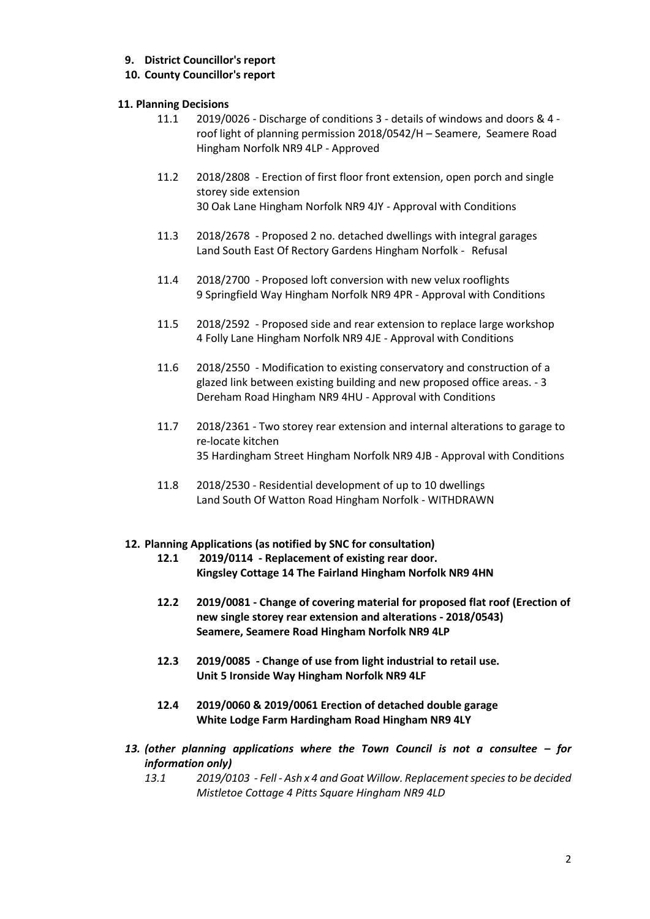9. **District Councillor's report**
10. **County Councillor's report**

11. **Planning Decisions**

    11.1 2019/0026 - Discharge of conditions 3 - details of windows and doors & 4 - roof light of planning permission 2018/0542/H – Seamere, Seamere Road Hingham Norfolk NR9 4LP - Approved

    11.2 2018/2808 - Erection of first floor front extension, open porch and single storey side extension
    30 Oak Lane Hingham Norfolk NR9 4JY - Approval with Conditions

    11.3 2018/2678 - Proposed 2 no. detached dwellings with integral garages
    Land South East Of Rectory Gardens Hingham Norfolk - Refusal

    11.4 2018/2700 - Proposed loft conversion with new velux rooflights
    9 Springfield Way Hingham Norfolk NR9 4PR - Approval with Conditions

    11.5 2018/2592 - Proposed side and rear extension to replace large workshop
    4 Folly Lane Hingham Norfolk NR9 4JE - Approval with Conditions

    11.6 2018/2550 - Modification to existing conservatory and construction of a glazed link between existing building and new proposed office areas. - 3 Dereham Road Hingham NR9 4HU - Approval with Conditions

    11.7 2018/2361 - Two storey rear extension and internal alterations to garage to re-locate kitchen
    35 Hardingham Street Hingham Norfolk NR9 4JB - Approval with Conditions

    11.8 2018/2530 - Residential development of up to 10 dwellings
    Land South Of Watton Road Hingham Norfolk - WITHDRAWN

12. **Planning Applications (as notified by SNC for consultation)**

    **12.1 2019/0114 - Replacement of existing rear door.**
    **Kingsley Cottage 14 The Fairland Hingham Norfolk NR9 4HN**

    **12.2 2019/0081 - Change of covering material for proposed flat roof (Erection of new single storey rear extension and alterations - 2018/0543)**
    **Seamere, Seamere Road Hingham Norfolk NR9 4LP**

    **12.3 2019/0085 - Change of use from light industrial to retail use.**
    **Unit 5 Ironside Way Hingham Norfolk NR9 4LF**

    **12.4 2019/0060 & 2019/0061 Erection of detached double garage**
    **White Lodge Farm Hardingham Road Hingham NR9 4LY**

13. ***(other planning applications where the Town Council is not a consultee – for information only)***

    *13.1 2019/0103 - Fell - Ash x 4 and Goat Willow. Replacement species to be decided*
    *Mistletoe Cottage 4 Pitts Square Hingham NR9 4LD*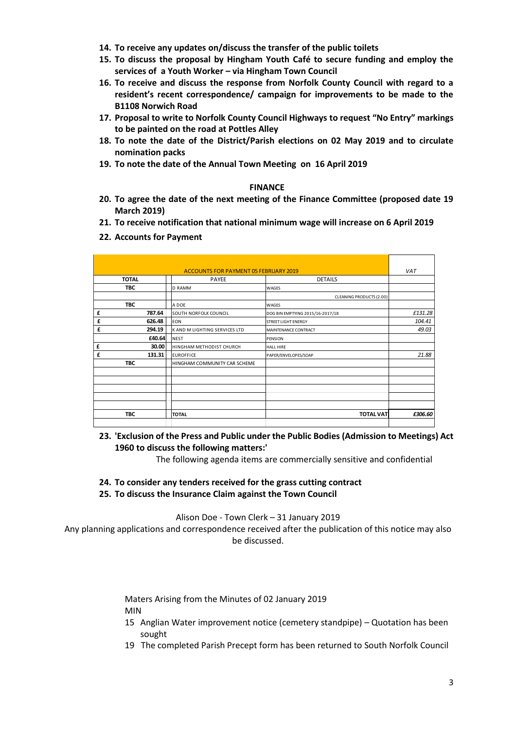14. **To receive any updates on/discuss the transfer of the public toilets**
15. **To discuss the proposal by Hingham Youth Café to secure funding and employ the services of a Youth Worker – via Hingham Town Council**
16. **To receive and discuss the response from Norfolk County Council with regard to a resident's recent correspondence/ campaign for improvements to be made to the B1108 Norwich Road**
17. **Proposal to write to Norfolk County Council Highways to request "No Entry" markings to be painted on the road at Pottles Alley**
18. **To note the date of the District/Parish elections on 02 May 2019 and to circulate nomination packs**
19. **To note the date of the Annual Town Meeting on 16 April 2019**

## FINANCE

20. **To agree the date of the next meeting of the Finance Committee (proposed date 19 March 2019)**
21. **To receive notification that national minimum wage will increase on 6 April 2019**
22. **Accounts for Payment**

| ACCOUNTS FOR PAYMENT 05 FEBRUARY 2019 | | | VAT |
|---|---|---|---|
| TOTAL | PAYEE | DETAILS | |
| TBC | D RAMM | WAGES | |
| | | CLEANING PRODUCTS (2.00) | |
| TBC | A DOE | WAGES | |
| £ 787.64 | SOUTH NORFOLK COUNCIL | DOG BIN EMPTYING 2015/16-2017/18 | £131.28 |
| £ 626.48 | EON | STREET LIGHT ENERGY | 104.41 |
| £ 294.19 | K AND M LIGHTING SERVICES LTD | MAINTENANCE CONTRACT | 49.03 |
| £40.64 | NEST | PENSION | |
| £ 30.00 | HINGHAM METHODIST CHURCH | HALL HIRE | |
| £ 131.31 | EUROFFICE | PAPER/ENVELOPES/SOAP | 21.88 |
| TBC | HINGHAM COMMUNITY CAR SCHEME | | |
| | | | |
| | | | |
| | | | |
| | | | |
| | | | |
| TBC | TOTAL | TOTAL VAT | £306.60 |

23. **'Exclusion of the Press and Public under the Public Bodies (Admission to Meetings) Act 1960 to discuss the following matters:'**

    The following agenda items are commercially sensitive and confidential

24. **To consider any tenders received for the grass cutting contract**
25. **To discuss the Insurance Claim against the Town Council**

Alison Doe - Town Clerk – 31 January 2019

Any planning applications and correspondence received after the publication of this notice may also be discussed.

Maters Arising from the Minutes of 02 January 2019

MIN

15 Anglian Water improvement notice (cemetery standpipe) – Quotation has been sought

19 The completed Parish Precept form has been returned to South Norfolk Council